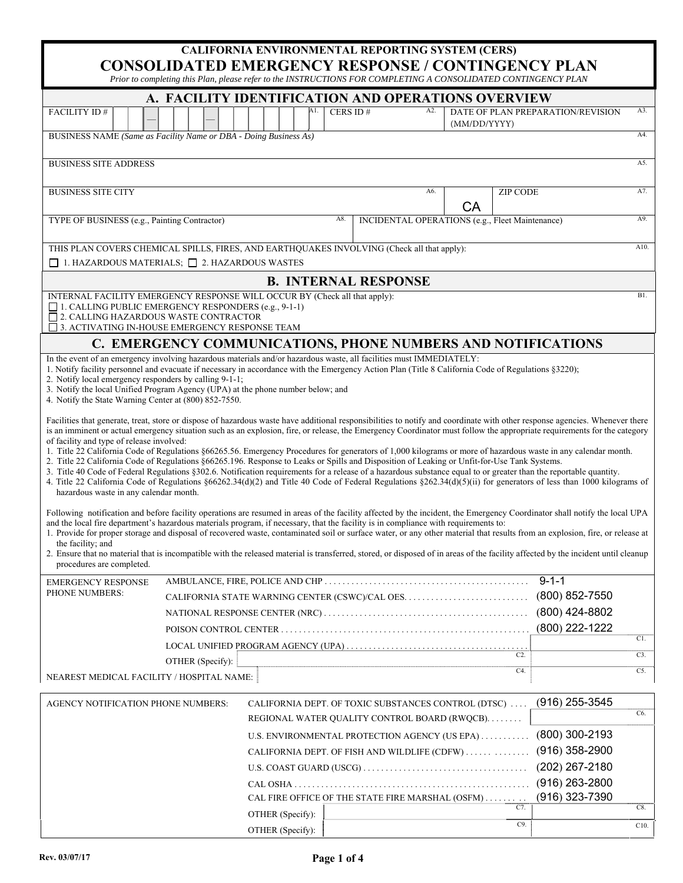# CALIFORNIA ENVIRONMENTAL REPORTING SYSTEM (CERS)

# CONSOLIDATED EMERGENCY RESPONSE / CONTINGENCY PLAN

*Prior to completing this Plan, please refer to the INSTRUCTIONS FOR COMPLETING A CONSOLIDATED CONTINGENCY PLAN*

## A. FACILITY IDENTIFICATION AND OPERATIONS OVERVIEW

| FACILITY ID # — — (A1.) | CERS ID # (A2.) | DATE OF PLAN PREPARATION/REVISION (MM/DD/YYYY) (A3.) |
|---|---|---|

BUSINESS NAME *(Same as Facility Name or DBA - Doing Business As)* (A4.)

BUSINESS SITE ADDRESS (A5.)

| BUSINESS SITE CITY (A6.) | CA | ZIP CODE (A7.) |
|---|---|---|

| TYPE OF BUSINESS (e.g., Painting Contractor) (A8.) | INCIDENTAL OPERATIONS (e.g., Fleet Maintenance) (A9.) |
|---|---|

THIS PLAN COVERS CHEMICAL SPILLS, FIRES, AND EARTHQUAKES INVOLVING (Check all that apply): (A10.)

☐ 1. HAZARDOUS MATERIALS; ☐ 2. HAZARDOUS WASTES

## B. INTERNAL RESPONSE

INTERNAL FACILITY EMERGENCY RESPONSE WILL OCCUR BY (Check all that apply): (B1.)

☐ 1. CALLING PUBLIC EMERGENCY RESPONDERS (e.g., 9-1-1)
☐ 2. CALLING HAZARDOUS WASTE CONTRACTOR
☐ 3. ACTIVATING IN-HOUSE EMERGENCY RESPONSE TEAM

## C. EMERGENCY COMMUNICATIONS, PHONE NUMBERS AND NOTIFICATIONS

In the event of an emergency involving hazardous materials and/or hazardous waste, all facilities must IMMEDIATELY:

1. Notify facility personnel and evacuate if necessary in accordance with the Emergency Action Plan (Title 8 California Code of Regulations §3220);
2. Notify local emergency responders by calling 9-1-1;
3. Notify the local Unified Program Agency (UPA) at the phone number below; and
4. Notify the State Warning Center at (800) 852-7550.

Facilities that generate, treat, store or dispose of hazardous waste have additional responsibilities to notify and coordinate with other response agencies. Whenever there is an imminent or actual emergency situation such as an explosion, fire, or release, the Emergency Coordinator must follow the appropriate requirements for the category of facility and type of release involved:

1. Title 22 California Code of Regulations §66265.56. Emergency Procedures for generators of 1,000 kilograms or more of hazardous waste in any calendar month.
2. Title 22 California Code of Regulations §66265.196. Response to Leaks or Spills and Disposition of Leaking or Unfit-for-Use Tank Systems.
3. Title 40 Code of Federal Regulations §302.6. Notification requirements for a release of a hazardous substance equal to or greater than the reportable quantity.
4. Title 22 California Code of Regulations §66262.34(d)(2) and Title 40 Code of Federal Regulations §262.34(d)(5)(ii) for generators of less than 1000 kilograms of hazardous waste in any calendar month.

Following notification and before facility operations are resumed in areas of the facility affected by the incident, the Emergency Coordinator shall notify the local UPA and the local fire department's hazardous materials program, if necessary, that the facility is in compliance with requirements to:

1. Provide for proper storage and disposal of recovered waste, contaminated soil or surface water, or any other material that results from an explosion, fire, or release at the facility; and
2. Ensure that no material that is incompatible with the released material is transferred, stored, or disposed of in areas of the facility affected by the incident until cleanup procedures are completed.

**EMERGENCY RESPONSE PHONE NUMBERS:**

| Agency | Phone Number |
|---|---|
| AMBULANCE, FIRE, POLICE AND CHP | 9-1-1 |
| CALIFORNIA STATE WARNING CENTER (CSWC)/CAL OES | (800) 852-7550 |
| NATIONAL RESPONSE CENTER (NRC) | (800) 424-8802 |
| POISON CONTROL CENTER | (800) 222-1222 |
| LOCAL UNIFIED PROGRAM AGENCY (UPA) | (C1.) |
| OTHER (Specify): (C2.) | (C3.) |
| NEAREST MEDICAL FACILITY / HOSPITAL NAME: (C4.) | (C5.) |

**AGENCY NOTIFICATION PHONE NUMBERS:**

| Agency | Phone Number |
|---|---|
| CALIFORNIA DEPT. OF TOXIC SUBSTANCES CONTROL (DTSC) | (916) 255-3545 |
| REGIONAL WATER QUALITY CONTROL BOARD (RWQCB) | (C6.) |
| U.S. ENVIRONMENTAL PROTECTION AGENCY (US EPA) | (800) 300-2193 |
| CALIFORNIA DEPT. OF FISH AND WILDLIFE (CDFW) | (916) 358-2900 |
| U.S. COAST GUARD (USCG) | (202) 267-2180 |
| CAL OSHA | (916) 263-2800 |
| CAL FIRE OFFICE OF THE STATE FIRE MARSHAL (OSFM) | (916) 323-7390 |
| OTHER (Specify): (C7.) | (C8.) |
| OTHER (Specify): (C9.) | (C10.) |

Rev. 03/07/17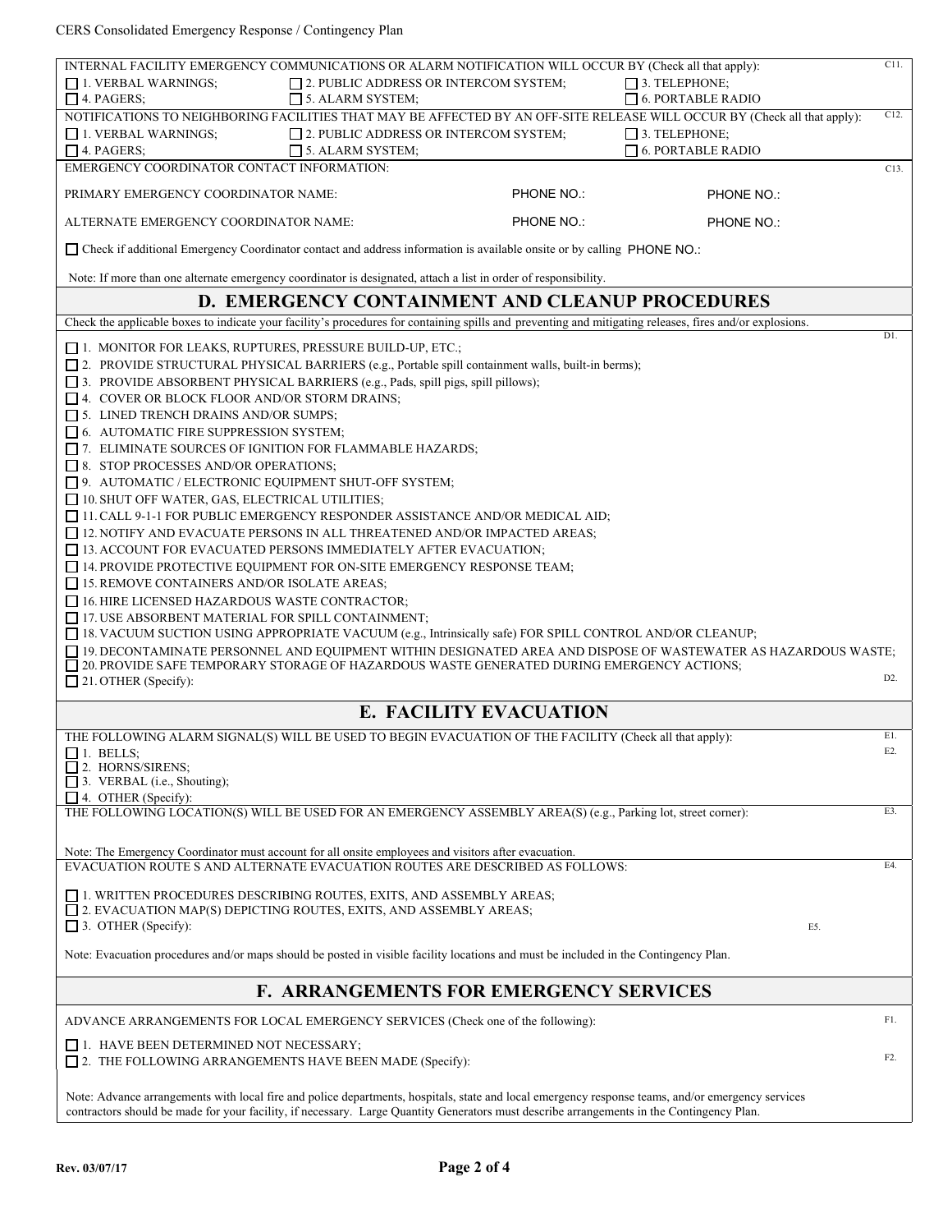INTERNAL FACILITY EMERGENCY COMMUNICATIONS OR ALARM NOTIFICATION WILL OCCUR BY (Check all that apply): C11.

- ☐ 1. VERBAL WARNINGS;
- ☐ 2. PUBLIC ADDRESS OR INTERCOM SYSTEM;
- ☐ 3. TELEPHONE;
- ☐ 4. PAGERS;
- ☐ 5. ALARM SYSTEM;
- ☐ 6. PORTABLE RADIO

NOTIFICATIONS TO NEIGHBORING FACILITIES THAT MAY BE AFFECTED BY AN OFF-SITE RELEASE WILL OCCUR BY (Check all that apply): C12.

- ☐ 1. VERBAL WARNINGS;
- ☐ 2. PUBLIC ADDRESS OR INTERCOM SYSTEM;
- ☐ 3. TELEPHONE;
- ☐ 4. PAGERS;
- ☐ 5. ALARM SYSTEM;
- ☐ 6. PORTABLE RADIO

EMERGENCY COORDINATOR CONTACT INFORMATION: C13.

PRIMARY EMERGENCY COORDINATOR NAME: PHONE NO.: PHONE NO.:

ALTERNATE EMERGENCY COORDINATOR NAME: PHONE NO.: PHONE NO.:

☐ Check if additional Emergency Coordinator contact and address information is available onsite or by calling PHONE NO.:

Note: If more than one alternate emergency coordinator is designated, attach a list in order of responsibility.

## D. EMERGENCY CONTAINMENT AND CLEANUP PROCEDURES

Check the applicable boxes to indicate your facility's procedures for containing spills and preventing and mitigating releases, fires and/or explosions. D1.

- ☐ 1. MONITOR FOR LEAKS, RUPTURES, PRESSURE BUILD-UP, ETC.;
- ☐ 2. PROVIDE STRUCTURAL PHYSICAL BARRIERS (e.g., Portable spill containment walls, built-in berms);
- ☐ 3. PROVIDE ABSORBENT PHYSICAL BARRIERS (e.g., Pads, spill pigs, spill pillows);
- ☐ 4. COVER OR BLOCK FLOOR AND/OR STORM DRAINS;
- ☐ 5. LINED TRENCH DRAINS AND/OR SUMPS;
- ☐ 6. AUTOMATIC FIRE SUPPRESSION SYSTEM;
- ☐ 7. ELIMINATE SOURCES OF IGNITION FOR FLAMMABLE HAZARDS;
- ☐ 8. STOP PROCESSES AND/OR OPERATIONS;
- ☐ 9. AUTOMATIC / ELECTRONIC EQUIPMENT SHUT-OFF SYSTEM;
- ☐ 10. SHUT OFF WATER, GAS, ELECTRICAL UTILITIES;
- ☐ 11. CALL 9-1-1 FOR PUBLIC EMERGENCY RESPONDER ASSISTANCE AND/OR MEDICAL AID;
- ☐ 12. NOTIFY AND EVACUATE PERSONS IN ALL THREATENED AND/OR IMPACTED AREAS;
- ☐ 13. ACCOUNT FOR EVACUATED PERSONS IMMEDIATELY AFTER EVACUATION;
- ☐ 14. PROVIDE PROTECTIVE EQUIPMENT FOR ON-SITE EMERGENCY RESPONSE TEAM;
- ☐ 15. REMOVE CONTAINERS AND/OR ISOLATE AREAS;
- ☐ 16. HIRE LICENSED HAZARDOUS WASTE CONTRACTOR;
- ☐ 17. USE ABSORBENT MATERIAL FOR SPILL CONTAINMENT;
- ☐ 18. VACUUM SUCTION USING APPROPRIATE VACUUM (e.g., Intrinsically safe) FOR SPILL CONTROL AND/OR CLEANUP;
- ☐ 19. DECONTAMINATE PERSONNEL AND EQUIPMENT WITHIN DESIGNATED AREA AND DISPOSE OF WASTEWATER AS HAZARDOUS WASTE;
- ☐ 20. PROVIDE SAFE TEMPORARY STORAGE OF HAZARDOUS WASTE GENERATED DURING EMERGENCY ACTIONS;
- ☐ 21. OTHER (Specify): D2.

## E. FACILITY EVACUATION

THE FOLLOWING ALARM SIGNAL(S) WILL BE USED TO BEGIN EVACUATION OF THE FACILITY (Check all that apply): E1.

- ☐ 1. BELLS;
- ☐ 2. HORNS/SIRENS;
- ☐ 3. VERBAL (i.e., Shouting);
- ☐ 4. OTHER (Specify): E2.

THE FOLLOWING LOCATION(S) WILL BE USED FOR AN EMERGENCY ASSEMBLY AREA(S) (e.g., Parking lot, street corner): E3.

Note: The Emergency Coordinator must account for all onsite employees and visitors after evacuation.

EVACUATION ROUTE S AND ALTERNATE EVACUATION ROUTES ARE DESCRIBED AS FOLLOWS: E4.

- ☐ 1. WRITTEN PROCEDURES DESCRIBING ROUTES, EXITS, AND ASSEMBLY AREAS;
- ☐ 2. EVACUATION MAP(S) DEPICTING ROUTES, EXITS, AND ASSEMBLY AREAS;
- ☐ 3. OTHER (Specify): E5.

Note: Evacuation procedures and/or maps should be posted in visible facility locations and must be included in the Contingency Plan.

## F. ARRANGEMENTS FOR EMERGENCY SERVICES

ADVANCE ARRANGEMENTS FOR LOCAL EMERGENCY SERVICES (Check one of the following): F1.

- ☐ 1. HAVE BEEN DETERMINED NOT NECESSARY;
- ☐ 2. THE FOLLOWING ARRANGEMENTS HAVE BEEN MADE (Specify): F2.

Note: Advance arrangements with local fire and police departments, hospitals, state and local emergency response teams, and/or emergency services contractors should be made for your facility, if necessary. Large Quantity Generators must describe arrangements in the Contingency Plan.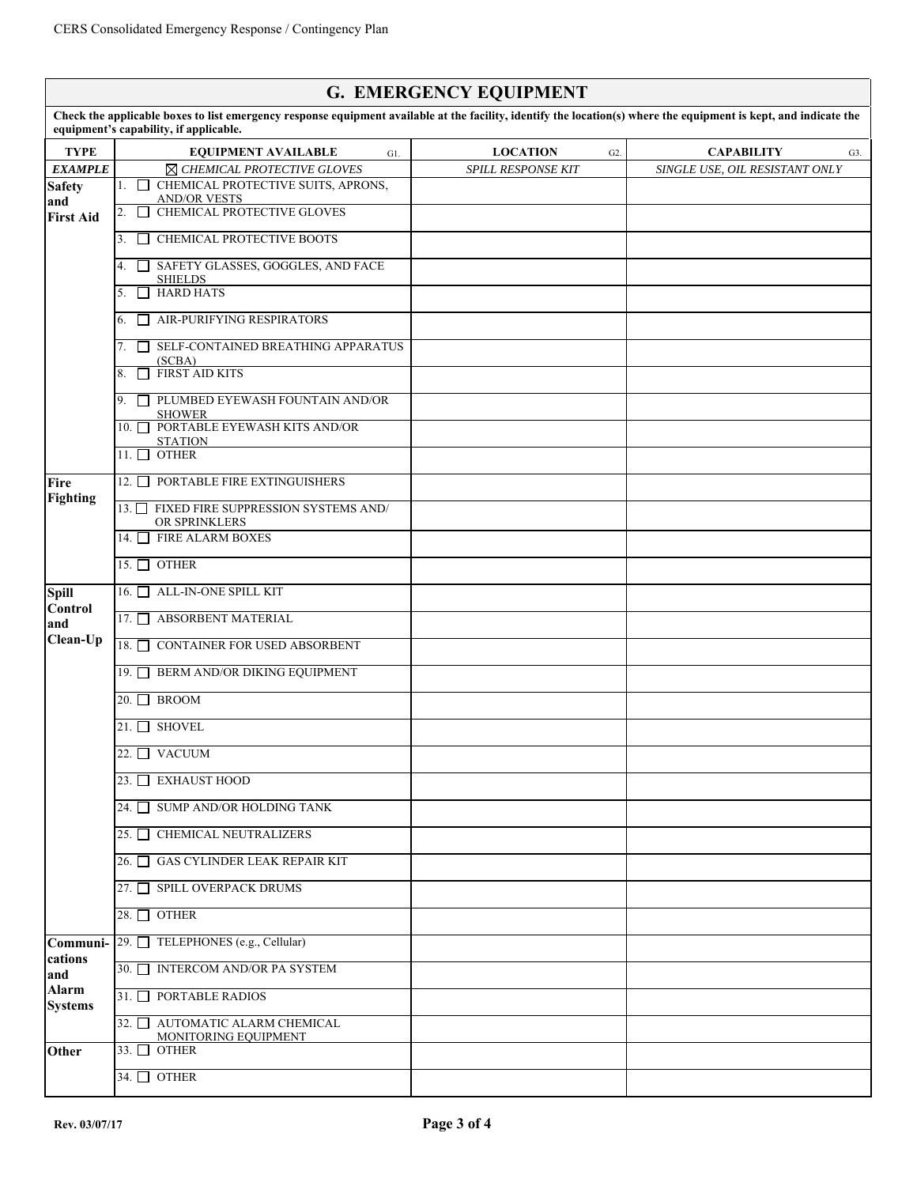## G. EMERGENCY EQUIPMENT

**Check the applicable boxes to list emergency response equipment available at the facility, identify the location(s) where the equipment is kept, and indicate the equipment's capability, if applicable.**

| TYPE | EQUIPMENT AVAILABLE G1. | LOCATION G2. | CAPABILITY G3. |
|---|---|---|---|
| ***EXAMPLE*** | ☒ *CHEMICAL PROTECTIVE GLOVES* | *SPILL RESPONSE KIT* | *SINGLE USE, OIL RESISTANT ONLY* |
| **Safety and First Aid** | 1. ☐ CHEMICAL PROTECTIVE SUITS, APRONS, AND/OR VESTS | | |
| | 2. ☐ CHEMICAL PROTECTIVE GLOVES | | |
| | 3. ☐ CHEMICAL PROTECTIVE BOOTS | | |
| | 4. ☐ SAFETY GLASSES, GOGGLES, AND FACE SHIELDS | | |
| | 5. ☐ HARD HATS | | |
| | 6. ☐ AIR-PURIFYING RESPIRATORS | | |
| | 7. ☐ SELF-CONTAINED BREATHING APPARATUS (SCBA) | | |
| | 8. ☐ FIRST AID KITS | | |
| | 9. ☐ PLUMBED EYEWASH FOUNTAIN AND/OR SHOWER | | |
| | 10. ☐ PORTABLE EYEWASH KITS AND/OR STATION | | |
| | 11. ☐ OTHER | | |
| **Fire Fighting** | 12. ☐ PORTABLE FIRE EXTINGUISHERS | | |
| | 13. ☐ FIXED FIRE SUPPRESSION SYSTEMS AND/ OR SPRINKLERS | | |
| | 14. ☐ FIRE ALARM BOXES | | |
| | 15. ☐ OTHER | | |
| **Spill Control and Clean-Up** | 16. ☐ ALL-IN-ONE SPILL KIT | | |
| | 17. ☐ ABSORBENT MATERIAL | | |
| | 18. ☐ CONTAINER FOR USED ABSORBENT | | |
| | 19. ☐ BERM AND/OR DIKING EQUIPMENT | | |
| | 20. ☐ BROOM | | |
| | 21. ☐ SHOVEL | | |
| | 22. ☐ VACUUM | | |
| | 23. ☐ EXHAUST HOOD | | |
| | 24. ☐ SUMP AND/OR HOLDING TANK | | |
| | 25. ☐ CHEMICAL NEUTRALIZERS | | |
| | 26. ☐ GAS CYLINDER LEAK REPAIR KIT | | |
| | 27. ☐ SPILL OVERPACK DRUMS | | |
| | 28. ☐ OTHER | | |
| **Communi-cations and Alarm Systems** | 29. ☐ TELEPHONES (e.g., Cellular) | | |
| | 30. ☐ INTERCOM AND/OR PA SYSTEM | | |
| | 31. ☐ PORTABLE RADIOS | | |
| | 32. ☐ AUTOMATIC ALARM CHEMICAL MONITORING EQUIPMENT | | |
| **Other** | 33. ☐ OTHER | | |
| | 34. ☐ OTHER | | |

Rev. 03/07/17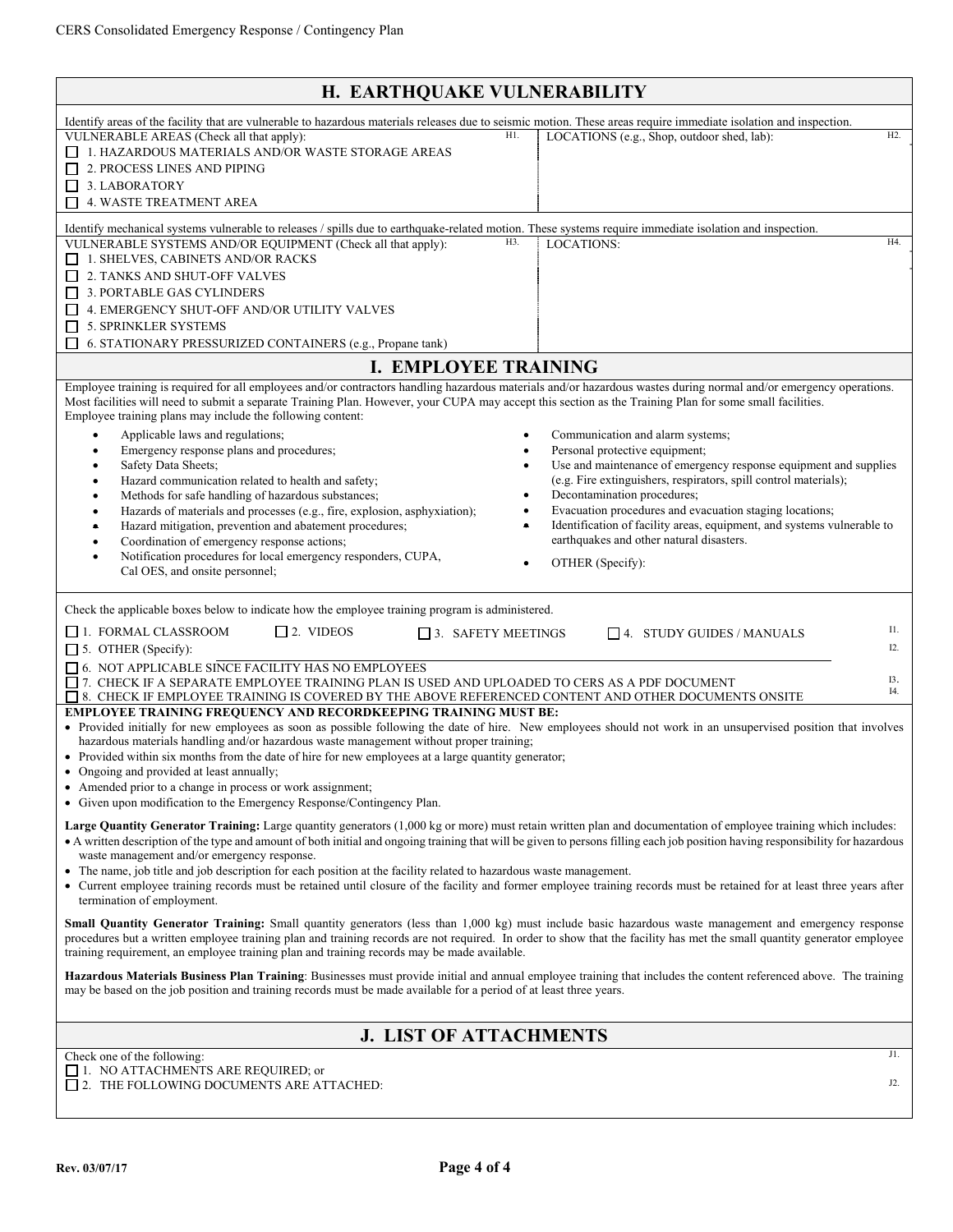## H. EARTHQUAKE VULNERABILITY

Identify areas of the facility that are vulnerable to hazardous materials releases due to seismic motion. These areas require immediate isolation and inspection.

| VULNERABLE AREAS (Check all that apply): H1. | LOCATIONS (e.g., Shop, outdoor shed, lab): H2. |
|---|---|
| ☐ 1. HAZARDOUS MATERIALS AND/OR WASTE STORAGE AREAS<br>☐ 2. PROCESS LINES AND PIPING<br>☐ 3. LABORATORY<br>☐ 4. WASTE TREATMENT AREA | |

Identify mechanical systems vulnerable to releases / spills due to earthquake-related motion. These systems require immediate isolation and inspection.

| VULNERABLE SYSTEMS AND/OR EQUIPMENT (Check all that apply): H3. | LOCATIONS: H4. |
|---|---|
| ☐ 1. SHELVES, CABINETS AND/OR RACKS<br>☐ 2. TANKS AND SHUT-OFF VALVES<br>☐ 3. PORTABLE GAS CYLINDERS<br>☐ 4. EMERGENCY SHUT-OFF AND/OR UTILITY VALVES<br>☐ 5. SPRINKLER SYSTEMS<br>☐ 6. STATIONARY PRESSURIZED CONTAINERS (e.g., Propane tank) | |

## I. EMPLOYEE TRAINING

Employee training is required for all employees and/or contractors handling hazardous materials and/or hazardous wastes during normal and/or emergency operations. Most facilities will need to submit a separate Training Plan. However, your CUPA may accept this section as the Training Plan for some small facilities.
Employee training plans may include the following content:

- Applicable laws and regulations;
- Emergency response plans and procedures;
- Safety Data Sheets;
- Hazard communication related to health and safety;
- Methods for safe handling of hazardous substances;
- Hazards of materials and processes (e.g., fire, explosion, asphyxiation);
- Hazard mitigation, prevention and abatement procedures;
- Coordination of emergency response actions;
- Notification procedures for local emergency responders, CUPA, Cal OES, and onsite personnel;
- Communication and alarm systems;
- Personal protective equipment;
- Use and maintenance of emergency response equipment and supplies (e.g. Fire extinguishers, respirators, spill control materials);
- Decontamination procedures;
- Evacuation procedures and evacuation staging locations;
- Identification of facility areas, equipment, and systems vulnerable to earthquakes and other natural disasters.
- OTHER (Specify):

Check the applicable boxes below to indicate how the employee training program is administered.

☐ 1. FORMAL CLASSROOM ☐ 2. VIDEOS ☐ 3. SAFETY MEETINGS ☐ 4. STUDY GUIDES / MANUALS I1.

☐ 5. OTHER (Specify): I2.

☐ 6. NOT APPLICABLE SINCE FACILITY HAS NO EMPLOYEES

☐ 7. CHECK IF A SEPARATE EMPLOYEE TRAINING PLAN IS USED AND UPLOADED TO CERS AS A PDF DOCUMENT I3.

☐ 8. CHECK IF EMPLOYEE TRAINING IS COVERED BY THE ABOVE REFERENCED CONTENT AND OTHER DOCUMENTS ONSITE I4.

**EMPLOYEE TRAINING FREQUENCY AND RECORDKEEPING TRAINING MUST BE:**

- Provided initially for new employees as soon as possible following the date of hire. New employees should not work in an unsupervised position that involves hazardous materials handling and/or hazardous waste management without proper training;
- Provided within six months from the date of hire for new employees at a large quantity generator;
- Ongoing and provided at least annually;
- Amended prior to a change in process or work assignment;
- Given upon modification to the Emergency Response/Contingency Plan.

**Large Quantity Generator Training:** Large quantity generators (1,000 kg or more) must retain written plan and documentation of employee training which includes:

- A written description of the type and amount of both initial and ongoing training that will be given to persons filling each job position having responsibility for hazardous waste management and/or emergency response.
- The name, job title and job description for each position at the facility related to hazardous waste management.
- Current employee training records must be retained until closure of the facility and former employee training records must be retained for at least three years after termination of employment.

**Small Quantity Generator Training:** Small quantity generators (less than 1,000 kg) must include basic hazardous waste management and emergency response procedures but a written employee training plan and training records are not required. In order to show that the facility has met the small quantity generator employee training requirement, an employee training plan and training records may be made available.

**Hazardous Materials Business Plan Training**: Businesses must provide initial and annual employee training that includes the content referenced above. The training may be based on the job position and training records must be made available for a period of at least three years.

## J. LIST OF ATTACHMENTS

Check one of the following: J1.

☐ 1. NO ATTACHMENTS ARE REQUIRED; or

☐ 2. THE FOLLOWING DOCUMENTS ARE ATTACHED: J2.